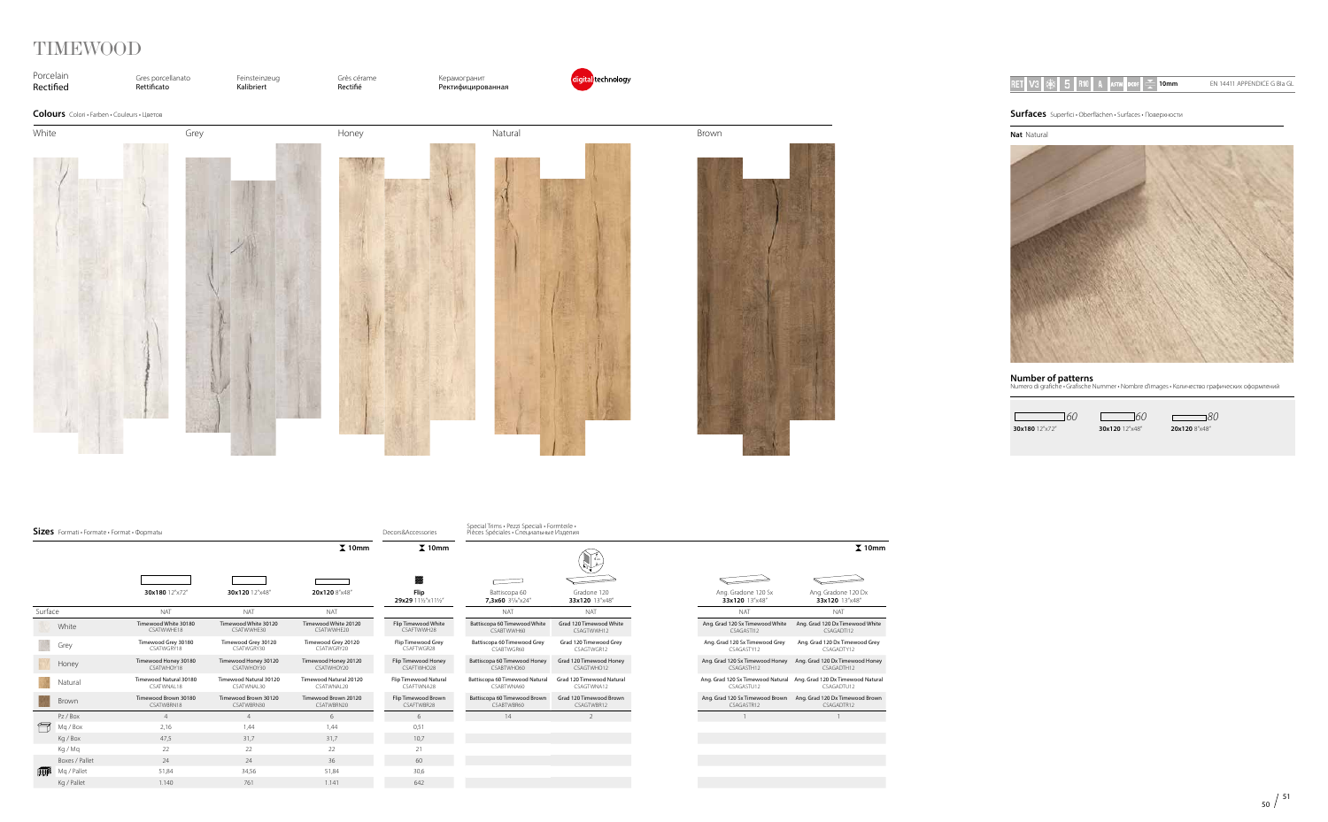# TIMEWOOD

Porcelain Rectified | Gres porcellanato Rettificato | Feinsteinzeug Kalibriert | Grès cérame Rectifié | Керамогранит Ректифицированная

digital technology

RET V3 5 R10 10mm EN 14411 APPENDICE G Bla GL

## Colours Colori • Farben • Couleurs • Цветов

White | Grey | Honey | Natural | Brown

## Surfaces Superfici • Oberflächen • Surfaces • Поверхности

**Nat** Natural

## Number of patterns

Numero di grafiche • Grafische Nummer • Nombre d'images • Количество графических оформлений

| 30x180 12"x72" | 30x120 12"x48" | 20x120 8"x48" |
|---|---|---|
| 60 | 60 | 80 |

## Sizes Formati • Formate • Format • Форматы

Decors&Accessories

Special Trims • Pezzi Speciali • Formteile • Pièces Spéciales • Специальные Изделия

10mm

| | 30x180 12"x72" | 30x120 12"x48" | 20x120 8"x48" | Flip 29x29 11½"x11½" | Battiscopa 60 7,3x60 3⅛"x24" | Gradone 120 33x120 13"x48" | Ang. Gradone 120 Sx 33x120 13"x48" | Ang. Gradone 120 Dx 33x120 13"x48" |
|---|---|---|---|---|---|---|---|---|
| Surface | NAT | NAT | NAT | | NAT | NAT | NAT | NAT |
| White | Timewood White 30180 CSATWWHE18 | Timewood White 30120 CSATWWHE30 | Timewood White 20120 CSATWWHE20 | Flip Timewood White CSAFTWWH28 | Battiscopa 60 Timewood White CSABTWWH60 | Grad 120 Timewood White CSAGTWWH12 | Ang. Grad 120 Sx Timewood White CSAGASTI12 | Ang. Grad 120 Dx Timewood White CSAGADTI12 |
| Grey | Timewood Grey 30180 CSATWGRY18 | Timewood Grey 30120 CSATWGRY30 | Timewood Grey 20120 CSATWGRY20 | Flip Timewood Grey CSAFTWGR28 | Battiscopa 60 Timewood Grey CSABTWGR60 | Grad 120 Timewood Grey CSAGTWGR12 | Ang. Grad 120 Sx Timewood Grey CSAGASTY12 | Ang. Grad 120 Dx Timewood Grey CSAGADTY12 |
| Honey | Timewood Honey 30180 CSATWHOY18 | Timewood Honey 30120 CSATWHOY30 | Timewood Honey 20120 CSATWHOY20 | Flip Timewood Honey CSAFTWHO28 | Battiscopa 60 Timewood Honey CSABTWHO60 | Grad 120 Timewood Honey CSAGTWHO12 | Ang. Grad 120 Sx Timewood Honey CSAGASTH12 | Ang. Grad 120 Dx Timewood Honey CSAGADTH12 |
| Natural | Timewood Natural 30180 CSATWNAL18 | Timewood Natural 30120 CSATWNAL30 | Timewood Natural 20120 CSATWNAL20 | Flip Timewood Natural CSAFTWNA28 | Battiscopa 60 Timewood Natural CSABTWNA60 | Grad 120 Timewood Natural CSAGTWNA12 | Ang. Grad 120 Sx Timewood Natural CSAGASTU12 | Ang. Grad 120 Dx Timewood Natural CSAGADTU12 |
| Brown | Timewood Brown 30180 CSATWBRN18 | Timewood Brown 30120 CSATWBRN30 | Timewood Brown 20120 CSATWBRN20 | Flip Timewood Brown CSAFTWBR28 | Battiscopa 60 Timewood Brown CSABTWBR60 | Grad 120 Timewood Brown CSAGTWBR12 | Ang. Grad 120 Sx Timewood Brown CSAGASTR12 | Ang. Grad 120 Dx Timewood Brown CSAGADTR12 |
| Pz / Box | 4 | 4 | 6 | 6 | 14 | 2 | 1 | 1 |
| Mq / Box | 2,16 | 1,44 | 1,44 | 0,51 | | | | |
| Kg / Box | 47,5 | 31,7 | 31,7 | 10,7 | | | | |
| Kg / Mq | 22 | 22 | 22 | 21 | | | | |
| Boxes / Pallet | 24 | 24 | 36 | 60 | | | | |
| Mq / Pallet | 51,84 | 34,56 | 51,84 | 30,6 | | | | |
| Kg / Pallet | 1.140 | 761 | 1.141 | 642 | | | | |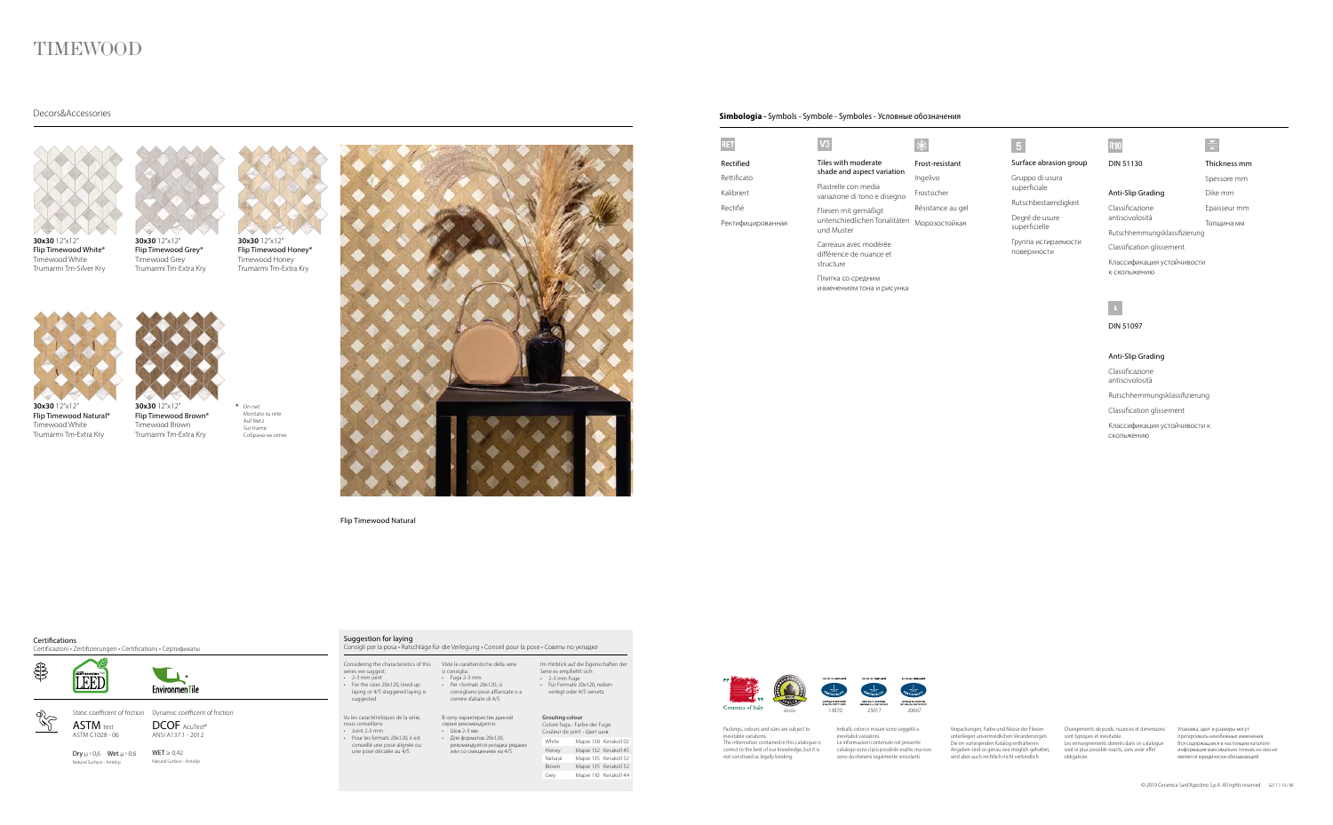# TIMEWOOD

## Decors&Accessories

**30x30** 12"x12"
Flip Timewood White*
Timewood White
Trumarmi Tm-Silver Kry

**30x30** 12"x12"
Flip Timewood Grey*
Timewood Grey
Trumarmi Tm-Extra Kry

**30x30** 12"x12"
Flip Timewood Honey*
Timewood Honey
Trumarmi Tm-Extra Kry

**30x30** 12"x12"
Flip Timewood Natural*
Timewood White
Trumarmi Tm-Extra Kry

**30x30** 12"x12"
Flip Timewood Brown*
Timewood Brown
Trumarmi Tm-Extra Kry

* On net
Montato su rete
Auf Netz
Sur frame
Собрана на сетке

Flip Timewood Natural

## Simbologia - Symbols - Symbole - Symboles - Условные обозначения

RET
Rectified
Rettificato
Kalibriert
Rectifié
Ректифицированная

V3
Tiles with moderate shade and aspect variation
Piastrelle con media variazione di tono e disegno
Fliesen mit gemäßigt unterschiedlichen Tonalitäten und Muster
Carreaux avec modérée différence de nuance et structure
Плитка со средним изменением тона и рисунка

Frost-resistant
Ingelivo
Frostsicher
Résistance au gel
Морозостойкая

5
Surface abrasion group
Gruppo di usura superficiale
Rutschbestaendigkeit
Degré de usure superficielle
Группа истираемости поверхности

R10
DIN 51130

Anti-Slip Grading
Classificazione antiscivolosità
Rutschhemmungsklassifizierung
Classification glissement
Классификация устойчивости к скольжению

A
DIN 51097

Anti-Slip Grading
Classificazione antiscivolosità
Rutschhemmungsklassifizierung
Classification glissement
Классификация устойчивости к скольжению

Thickness mm
Spessore mm
Dike mm
Epaisseur mm
Толщина мм

## Certifications

Certificazioni • Zertifizierungen • Certifications • Сертификаты

LEED
Environmen Tile

Static coefficent of friction
ASTM test
ASTM C1028 - 06

Dry µ > 0,6 Wet µ > 0,6
Natural Surface - Antislip

Dynamic coefficent of friction
DCOF AcuTest*
ANSI A137.1 - 2012

WET ≥ 0,42
Natural Surface - Antislip

## Suggestion for laying

Consigli per la posa • Ratschläge für die Verlegung • Conseil pour la pose • Советы по укладке

Considering the characteristics of this series we suggest:
- 2-3 mm joint
- For the sizes 20x120, lined up laying or 4/5 staggered laying is suggested.

Viste le caratteristiche della serie si consiglia:
- Fuga 2-3 mm
- Per i formati 20x120, si consigliano pose affiancate o a correre sfalsate di 4/5.

Im Hinblick auf die Eigenschaften der Serie es empfiehlt sich:
- 2-3 mm Fuge
- Für Formate 20x120, neben verlegt oder 4/5 versetzt.

Vu les caractéristiques de la série, nous conseillons:
- Joint 2-3 mm
- Pour les formats 20x120, il est conseillé une pose alignée ou une pose décalée au 4/5.

В силу характеристик данной серии рекомендуется:
- Шов 2-3 мм
- Для форматов 20x120, рекомендуется укладка рядами или со смещением на 4/5.

**Grouting colour**
Colore fuga - Farbe der Fuge
Couleur de joint - Цвет шов

| | | |
|---|---|---|
| White | Mapei 130 | Kerakoll 02 |
| Honey | Mapei 132 | Kerakoll 45 |
| Natural | Mapei 135 | Kerakoll 52 |
| Brown | Mapei 135 | Kerakoll 52 |
| Grey | Mapei 110 | Kerakoll 44 |

Ceramics of Italy
socio
13870 25017 20667

Packings, colours and sizes are subject to inevitable variations. The information contained in this catalogue is correct to the best of our knowledge, but it is not construed as legally binding.

Imballi, colori e misure sono soggetti a inevitabili variazioni. Le informazioni contenute nel presente catalogo sono il più possibile esatte, ma non sono da ritenersi legalmente vincolanti.

Verpackungen, Farbe und Masse der Fliesen unterliegen unvermeidlichen Veränderungen. Die im vorliegenden Katalog enthaltenen Angaben sind so genau wie möglich gehalten, sind aber auch nicht rechtlich verbindlich.

Changements de poids, nuances et dimensions sont typiques et inevitable. Les renseignements donnés dans ce catalogue sont le plus possible exacts, sans avoir effet obligatoire.

Упаковка, цвет и размеры могут претерпевать неизбежные изменения. Вся содержащаяся в настоящем каталоге информация максимально точная, но она не является юридически обязывающей.

© 2019 Ceramica Sant'Agostino S.p.A. All rights reserved